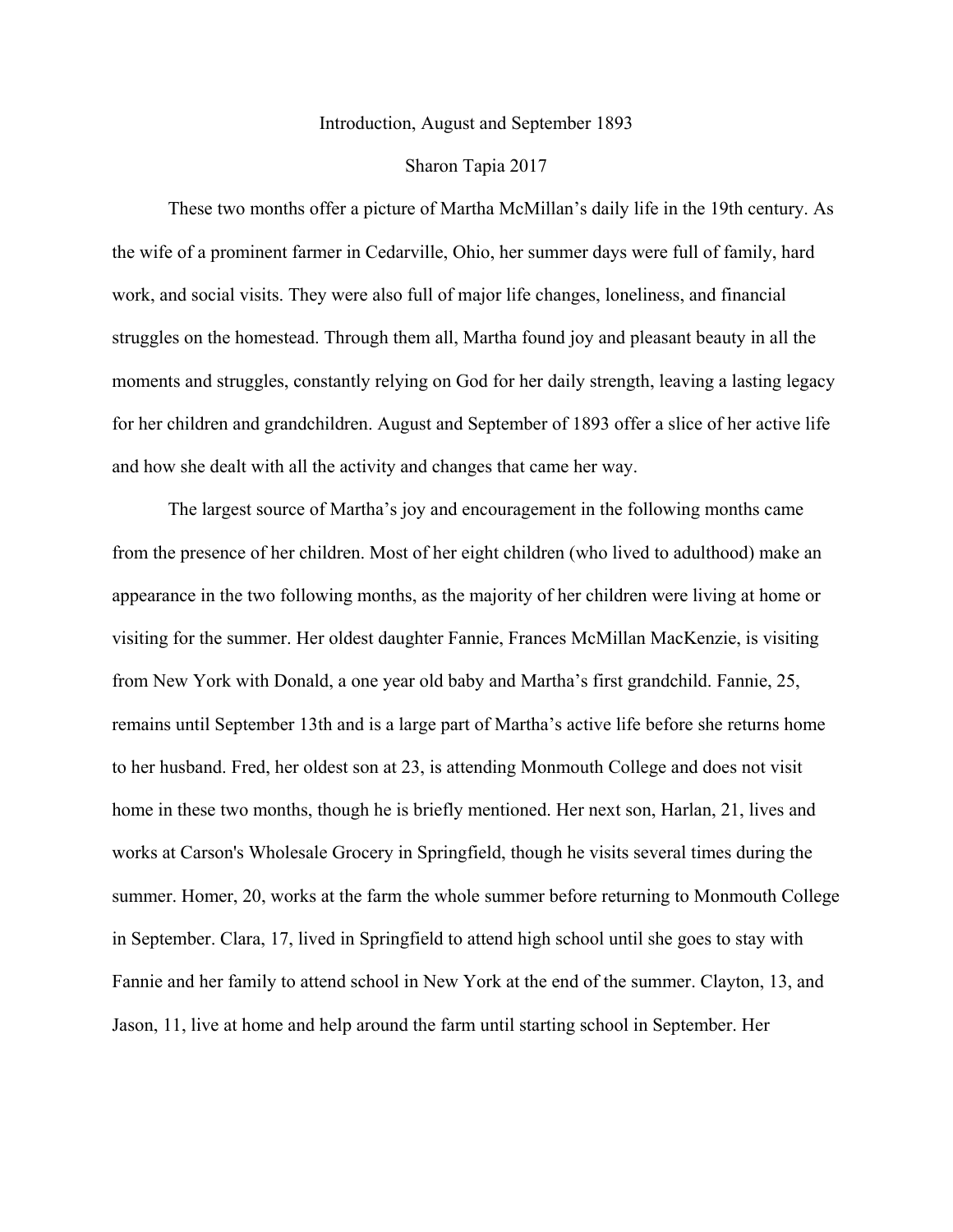# Introduction, August and September 1893

Sharon Tapia 2017

These two months offer a picture of Martha McMillan's daily life in the 19th century. As the wife of a prominent farmer in Cedarville, Ohio, her summer days were full of family, hard work, and social visits. They were also full of major life changes, loneliness, and financial struggles on the homestead. Through them all, Martha found joy and pleasant beauty in all the moments and struggles, constantly relying on God for her daily strength, leaving a lasting legacy for her children and grandchildren. August and September of 1893 offer a slice of her active life and how she dealt with all the activity and changes that came her way.

The largest source of Martha's joy and encouragement in the following months came from the presence of her children. Most of her eight children (who lived to adulthood) make an appearance in the two following months, as the majority of her children were living at home or visiting for the summer. Her oldest daughter Fannie, Frances McMillan MacKenzie, is visiting from New York with Donald, a one year old baby and Martha's first grandchild. Fannie, 25, remains until September 13th and is a large part of Martha's active life before she returns home to her husband. Fred, her oldest son at 23, is attending Monmouth College and does not visit home in these two months, though he is briefly mentioned. Her next son, Harlan, 21, lives and works at Carson's Wholesale Grocery in Springfield, though he visits several times during the summer. Homer, 20, works at the farm the whole summer before returning to Monmouth College in September. Clara, 17, lived in Springfield to attend high school until she goes to stay with Fannie and her family to attend school in New York at the end of the summer. Clayton, 13, and Jason, 11, live at home and help around the farm until starting school in September. Her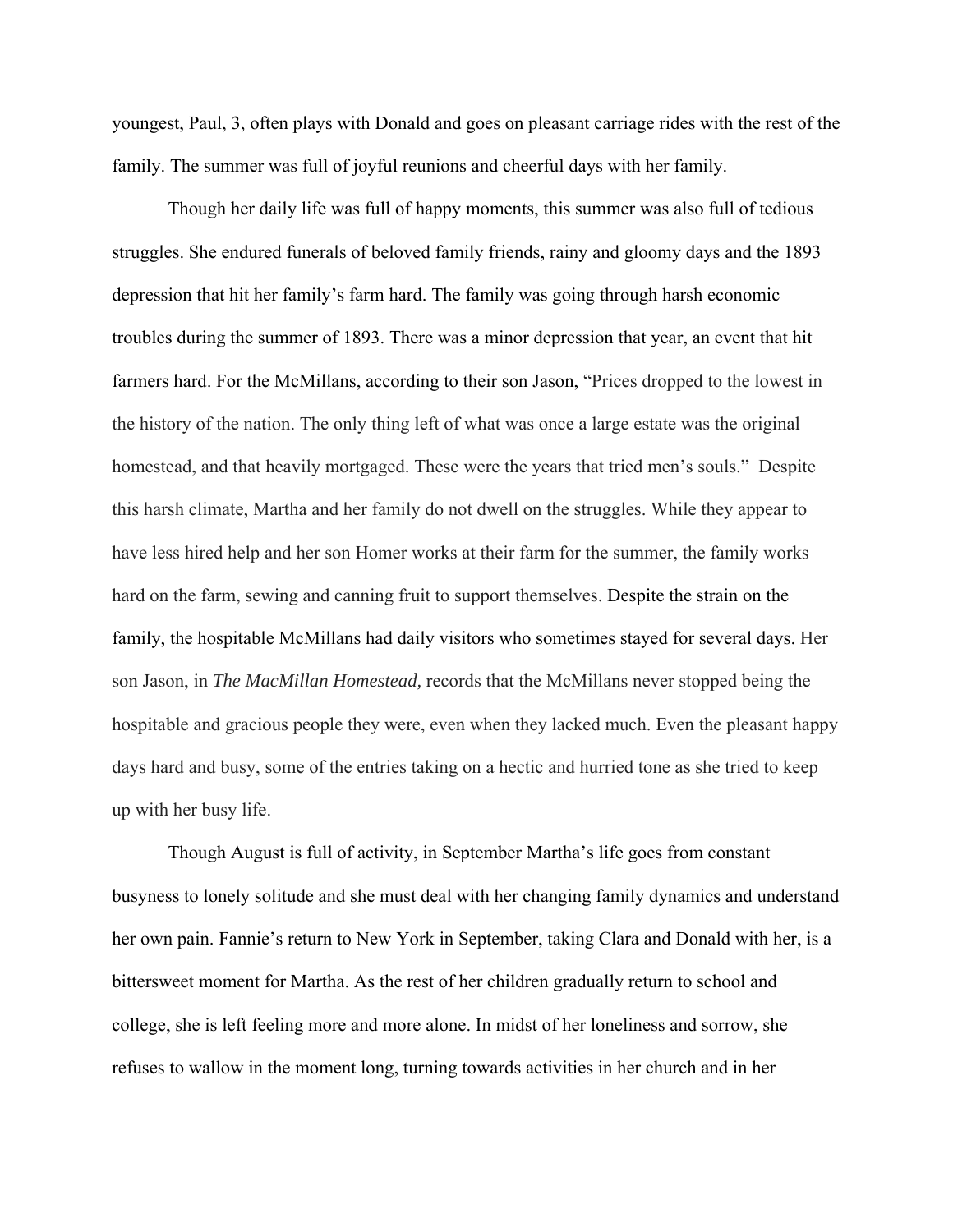youngest, Paul, 3, often plays with Donald and goes on pleasant carriage rides with the rest of the family. The summer was full of joyful reunions and cheerful days with her family.

Though her daily life was full of happy moments, this summer was also full of tedious struggles. She endured funerals of beloved family friends, rainy and gloomy days and the 1893 depression that hit her family's farm hard. The family was going through harsh economic troubles during the summer of 1893. There was a minor depression that year, an event that hit farmers hard. For the McMillans, according to their son Jason, "Prices dropped to the lowest in the history of the nation. The only thing left of what was once a large estate was the original homestead, and that heavily mortgaged. These were the years that tried men's souls." Despite this harsh climate, Martha and her family do not dwell on the struggles. While they appear to have less hired help and her son Homer works at their farm for the summer, the family works hard on the farm, sewing and canning fruit to support themselves. Despite the strain on the family, the hospitable McMillans had daily visitors who sometimes stayed for several days. Her son Jason, in *The MacMillan Homestead,* records that the McMillans never stopped being the hospitable and gracious people they were, even when they lacked much. Even the pleasant happy days hard and busy, some of the entries taking on a hectic and hurried tone as she tried to keep up with her busy life.

Though August is full of activity, in September Martha's life goes from constant busyness to lonely solitude and she must deal with her changing family dynamics and understand her own pain. Fannie's return to New York in September, taking Clara and Donald with her, is a bittersweet moment for Martha. As the rest of her children gradually return to school and college, she is left feeling more and more alone. In midst of her loneliness and sorrow, she refuses to wallow in the moment long, turning towards activities in her church and in her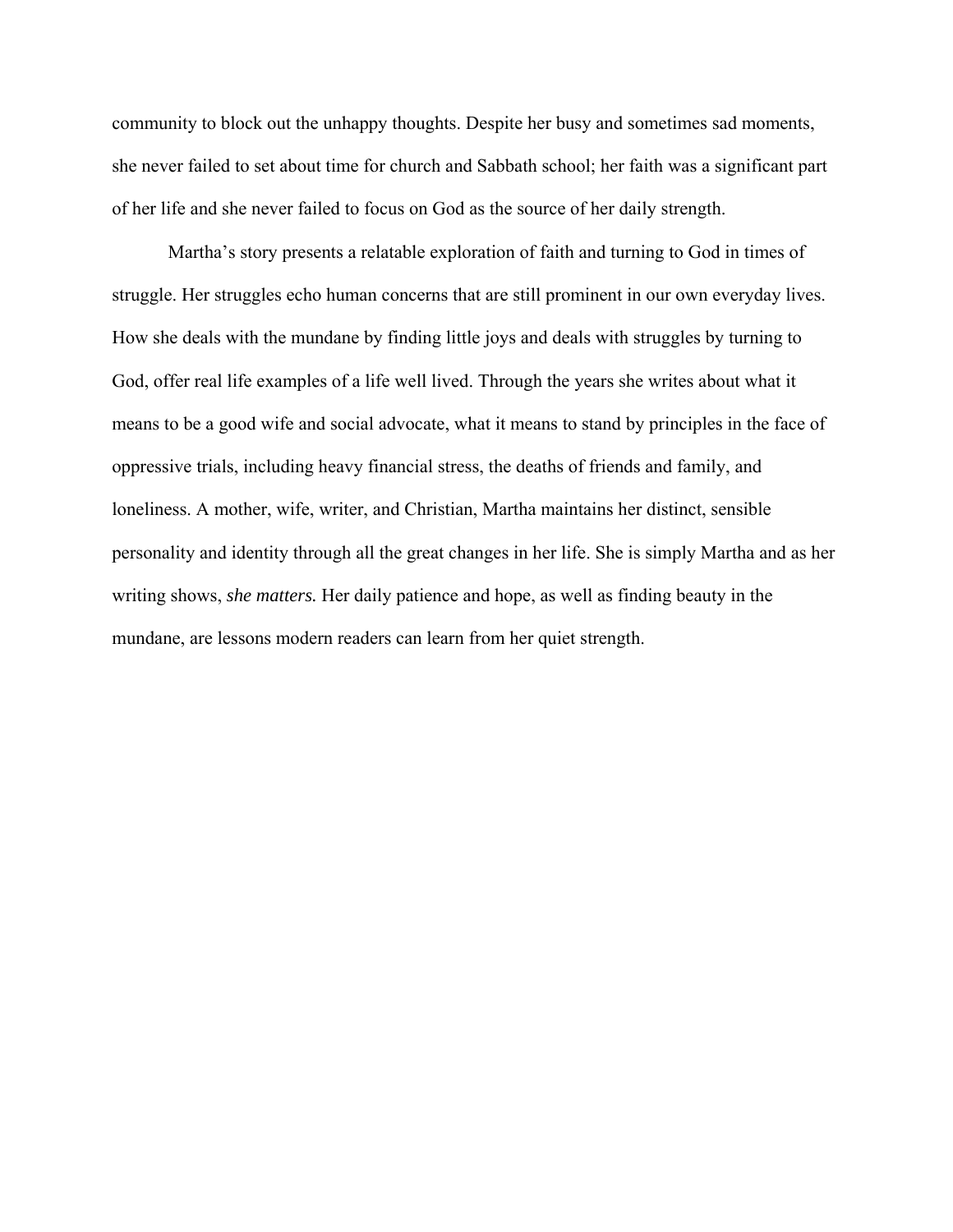community to block out the unhappy thoughts. Despite her busy and sometimes sad moments, she never failed to set about time for church and Sabbath school; her faith was a significant part of her life and she never failed to focus on God as the source of her daily strength.

Martha's story presents a relatable exploration of faith and turning to God in times of struggle. Her struggles echo human concerns that are still prominent in our own everyday lives. How she deals with the mundane by finding little joys and deals with struggles by turning to God, offer real life examples of a life well lived. Through the years she writes about what it means to be a good wife and social advocate, what it means to stand by principles in the face of oppressive trials, including heavy financial stress, the deaths of friends and family, and loneliness. A mother, wife, writer, and Christian, Martha maintains her distinct, sensible personality and identity through all the great changes in her life. She is simply Martha and as her writing shows, *she matters.* Her daily patience and hope, as well as finding beauty in the mundane, are lessons modern readers can learn from her quiet strength.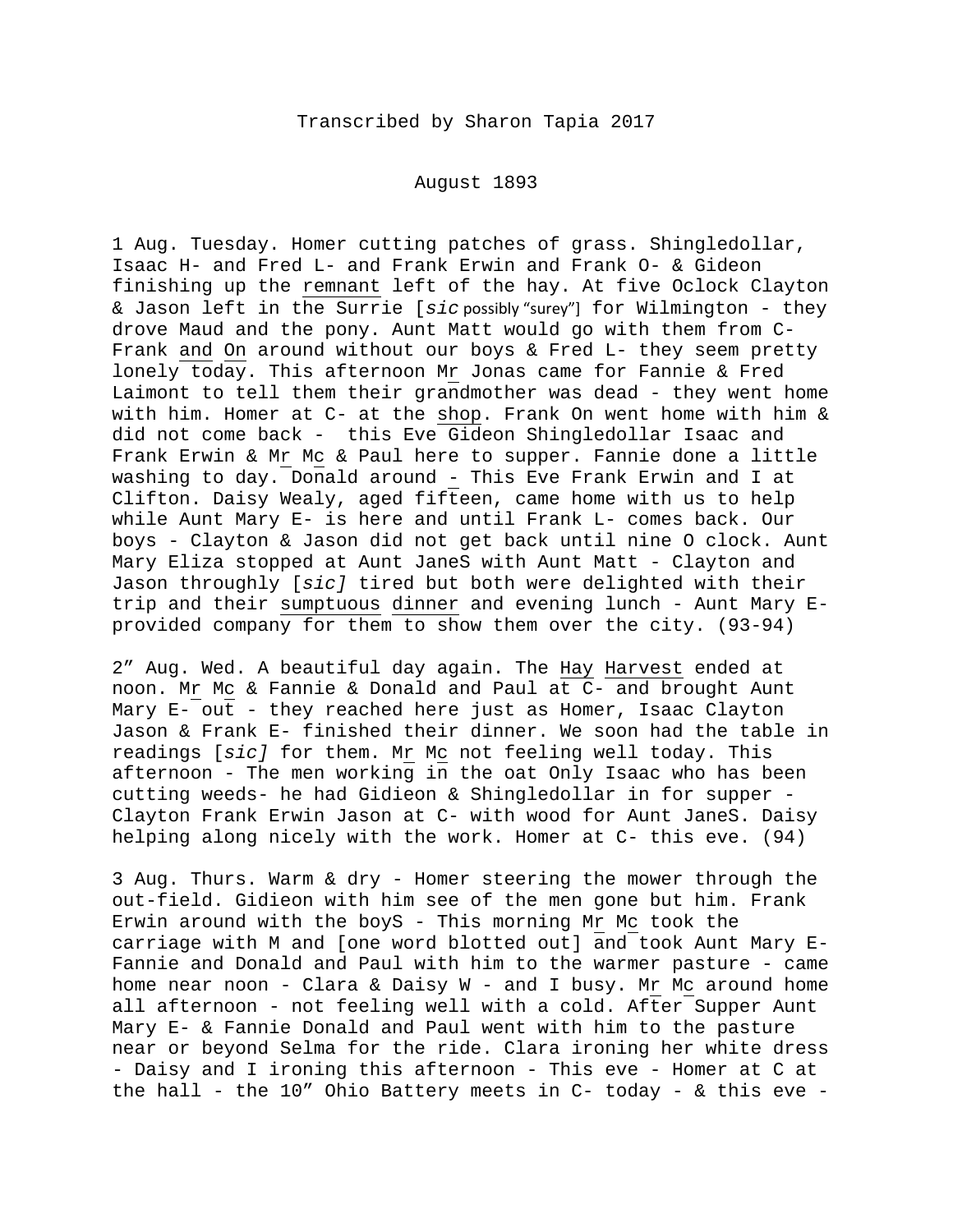Transcribed by Sharon Tapia 2017

August 1893

1 Aug. Tuesday. Homer cutting patches of grass. Shingledollar, Isaac H- and Fred L- and Frank Erwin and Frank O- & Gideon finishing up the <u>remnant</u> left of the hay. At five Oclock Clayton & Jason left in the Surrie [*sic* possibly "surey"] for Wilmington - they drove Maud and the pony. Aunt Matt would go with them from C- Frank <u>and</u> <u>On</u> around without our boys & Fred L- they seem pretty lonely <u>today</u>. This afternoon M<u>r</u> Jonas came for Fannie & Fred Laimont to tell them their grandmother was dead - they went home with him. Homer at C- at the <u>shop</u>. Frank On went home with him & did not come back - this Eve Gideon Shingledollar Isaac and Frank Erwin & M<u>r</u> M<u>c</u> & Paul here to supper. Fannie done a little washing to <u>day</u>. Donald around <u>-</u> This Eve Frank Erwin and I at Clifton. Daisy Wealy, aged fifteen, came home with us to help while Aunt Mary E- is here and until Frank L- comes back. Our boys - Clayton & Jason did not get back until nine O clock. Aunt Mary Eliza stopped at Aunt JaneS with Aunt Matt - Clayton and Jason throughly [*sic]* tired but both were delighted with their trip and their <u>sumptuous</u> <u>dinner</u> and evening lunch - Aunt Mary E- provided company for them to show them over the city. (93-94)

2" Aug. Wed. A beautiful day again. The <u>Hay</u> <u>Harvest</u> ended at noon. M<u>r</u> M<u>c</u> & Fannie & Donald and Paul at C- and brought Aunt Mary E- out - they reached here just as Homer, Isaac Clayton Jason & Frank E- finished their dinner. We soon had the table in readings [*sic]* for them. M<u>r</u> M<u>c</u> not feeling well today. This afternoon - The men working in the oat Only Isaac who has been cutting weeds- he had Gidieon & Shingledollar in for supper - Clayton Frank Erwin Jason at C- with wood for Aunt JaneS. Daisy helping along nicely with the work. Homer at C- this eve. (94)

3 Aug. Thurs. Warm & dry - Homer steering the mower through the out-field. Gidieon with him see of the men gone but him. Frank Erwin around with the boyS - This morning M<u>r</u> M<u>c</u> took the carriage with M and [one word blotted out] and took Aunt Mary E- Fannie and Donald and Paul with him to the warmer pasture - came home near noon - Clara & Daisy W - and I busy. M<u>r</u> M<u>c</u> around home all afternoon - not feeling well with a cold. After Supper Aunt Mary E- & Fannie Donald and Paul went with him to the pasture near or beyond Selma for the ride. Clara ironing her white dress - Daisy and I ironing this afternoon - This eve - Homer at C at the hall - the 10" Ohio Battery meets in C- today - & this eve -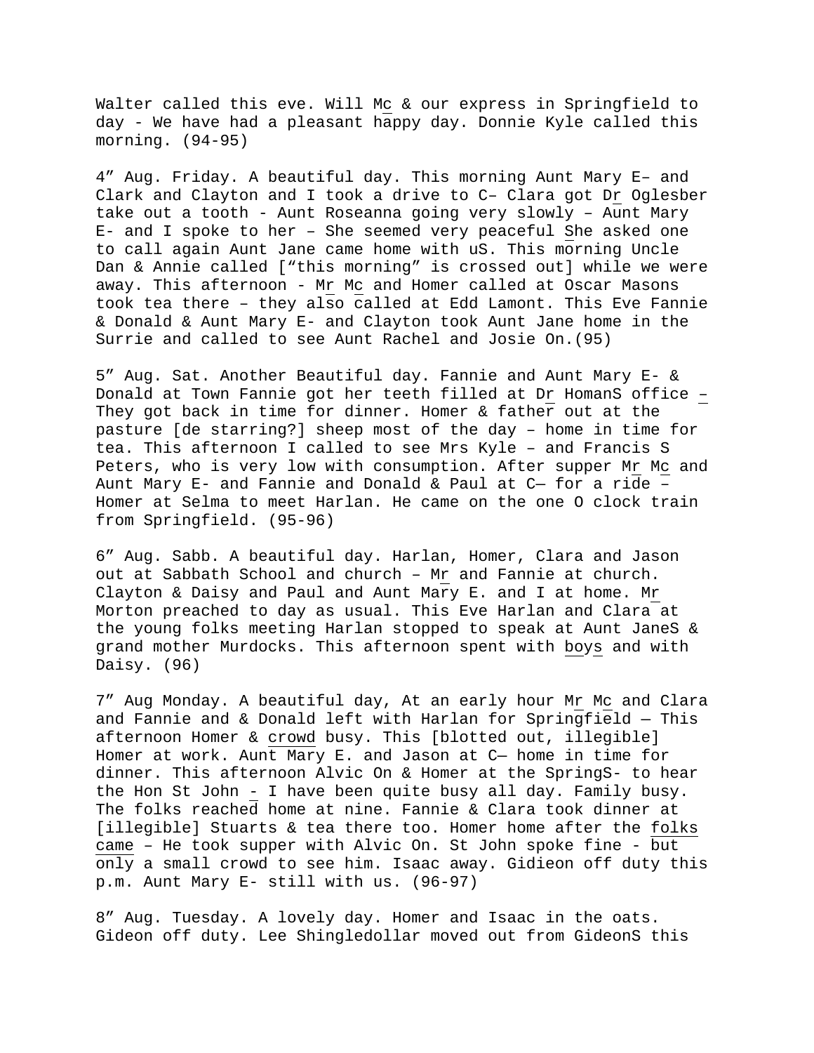Walter called this eve. Will Mc & our express in Springfield to day - We have had a pleasant happy day. Donnie Kyle called this morning. (94-95)

4" Aug. Friday. A beautiful day. This morning Aunt Mary E– and Clark and Clayton and I took a drive to C– Clara got Dr Oglesber take out a tooth - Aunt Roseanna going very slowly – Aunt Mary E- and I spoke to her – She seemed very peaceful She asked one to call again Aunt Jane came home with uS. This morning Uncle Dan & Annie called ["this morning" is crossed out] while we were away. This afternoon - Mr Mc and Homer called at Oscar Masons took tea there – they also called at Edd Lamont. This Eve Fannie & Donald & Aunt Mary E- and Clayton took Aunt Jane home in the Surrie and called to see Aunt Rachel and Josie On.(95)

5" Aug. Sat. Another Beautiful day. Fannie and Aunt Mary E- & Donald at Town Fannie got her teeth filled at Dr HomanS office – They got back in time for dinner. Homer & father out at the pasture [de starring?] sheep most of the day – home in time for tea. This afternoon I called to see Mrs Kyle – and Francis S Peters, who is very low with consumption. After supper Mr Mc and Aunt Mary E- and Fannie and Donald & Paul at C— for a ride – Homer at Selma to meet Harlan. He came on the one O clock train from Springfield. (95-96)

6" Aug. Sabb. A beautiful day. Harlan, Homer, Clara and Jason out at Sabbath School and church – Mr and Fannie at church. Clayton & Daisy and Paul and Aunt Mary E. and I at home. Mr Morton preached to day as usual. This Eve Harlan and Clara at the young folks meeting Harlan stopped to speak at Aunt JaneS & grand mother Murdocks. This afternoon spent with boys and with Daisy. (96)

7" Aug Monday. A beautiful day, At an early hour Mr Mc and Clara and Fannie and & Donald left with Harlan for Springfield — This afternoon Homer & crowd busy. This [blotted out, illegible] Homer at work. Aunt Mary E. and Jason at C— home in time for dinner. This afternoon Alvic On & Homer at the SpringS- to hear the Hon St John - I have been quite busy all day. Family busy. The folks reached home at nine. Fannie & Clara took dinner at [illegible] Stuarts & tea there too. Homer home after the folks came – He took supper with Alvic On. St John spoke fine - but only a small crowd to see him. Isaac away. Gidieon off duty this p.m. Aunt Mary E- still with us. (96-97)

8" Aug. Tuesday. A lovely day. Homer and Isaac in the oats. Gideon off duty. Lee Shingledollar moved out from GideonS this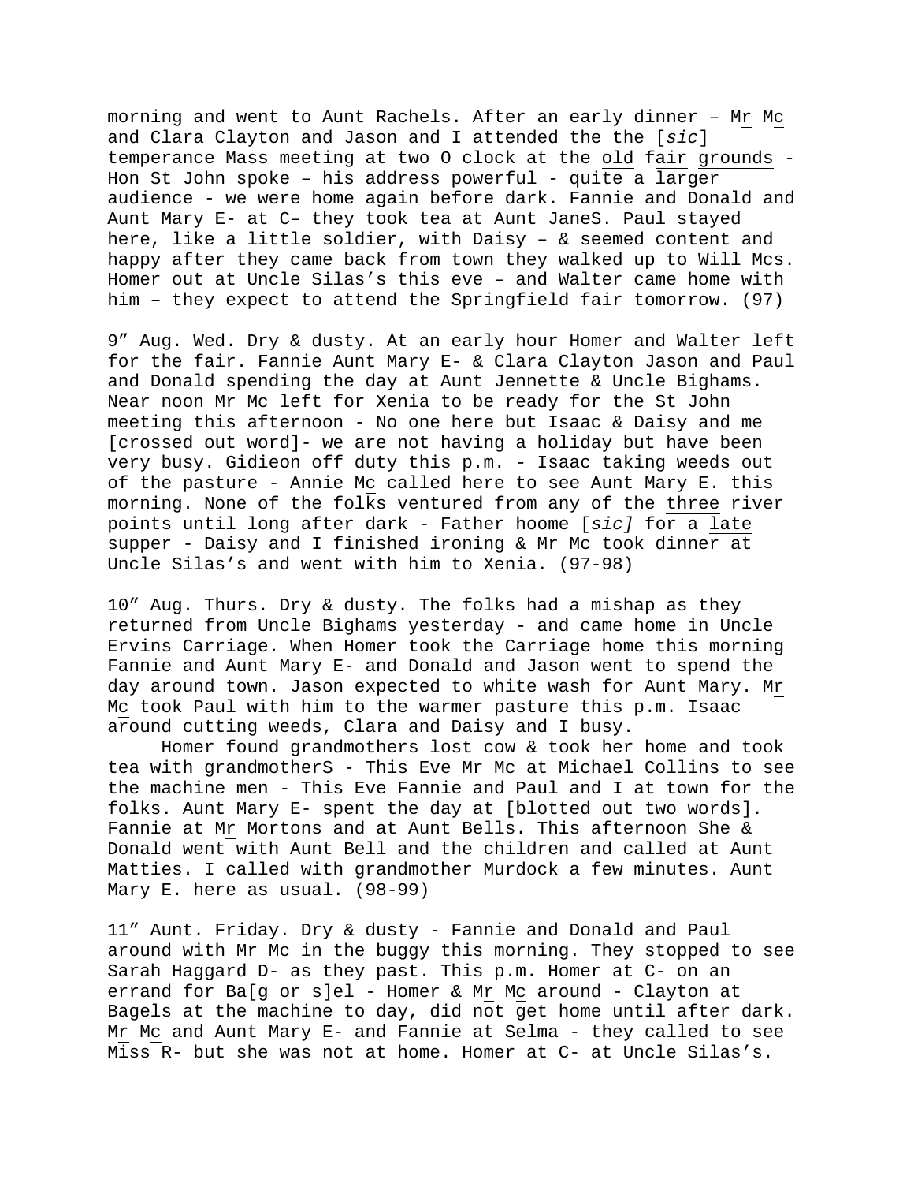morning and went to Aunt Rachels. After an early dinner – Mr Mc and Clara Clayton and Jason and I attended the the [*sic*] temperance Mass meeting at two O clock at the old fair grounds - Hon St John spoke – his address powerful - quite a larger audience - we were home again before dark. Fannie and Donald and Aunt Mary E- at C– they took tea at Aunt JaneS. Paul stayed here, like a little soldier, with Daisy – & seemed content and happy after they came back from town they walked up to Will Mcs. Homer out at Uncle Silas's this eve – and Walter came home with him – they expect to attend the Springfield fair tomorrow. (97)

9" Aug. Wed. Dry & dusty. At an early hour Homer and Walter left for the fair. Fannie Aunt Mary E- & Clara Clayton Jason and Paul and Donald spending the day at Aunt Jennette & Uncle Bighams. Near noon Mr Mc left for Xenia to be ready for the St John meeting this afternoon - No one here but Isaac & Daisy and me [crossed out word]- we are not having a holiday but have been very busy. Gidieon off duty this p.m. - Isaac taking weeds out of the pasture - Annie Mc called here to see Aunt Mary E. this morning. None of the folks ventured from any of the three river points until long after dark - Father hoome [*sic]* for a late supper - Daisy and I finished ironing & Mr Mc took dinner at Uncle Silas's and went with him to Xenia. (97-98)

10" Aug. Thurs. Dry & dusty. The folks had a mishap as they returned from Uncle Bighams yesterday - and came home in Uncle Ervins Carriage. When Homer took the Carriage home this morning Fannie and Aunt Mary E- and Donald and Jason went to spend the day around town. Jason expected to white wash for Aunt Mary. Mr Mc took Paul with him to the warmer pasture this p.m. Isaac around cutting weeds, Clara and Daisy and I busy.

Homer found grandmothers lost cow & took her home and took tea with grandmotherS - This Eve Mr Mc at Michael Collins to see the machine men - This Eve Fannie and Paul and I at town for the folks. Aunt Mary E- spent the day at [blotted out two words]. Fannie at Mr Mortons and at Aunt Bells. This afternoon She & Donald went with Aunt Bell and the children and called at Aunt Matties. I called with grandmother Murdock a few minutes. Aunt Mary E. here as usual. (98-99)

11" Aunt. Friday. Dry & dusty - Fannie and Donald and Paul around with Mr Mc in the buggy this morning. They stopped to see Sarah Haggard D- as they past. This p.m. Homer at C- on an errand for Ba[g or s]el - Homer & Mr Mc around - Clayton at Bagels at the machine to day, did not get home until after dark. Mr Mc and Aunt Mary E- and Fannie at Selma - they called to see Miss R- but she was not at home. Homer at C- at Uncle Silas's.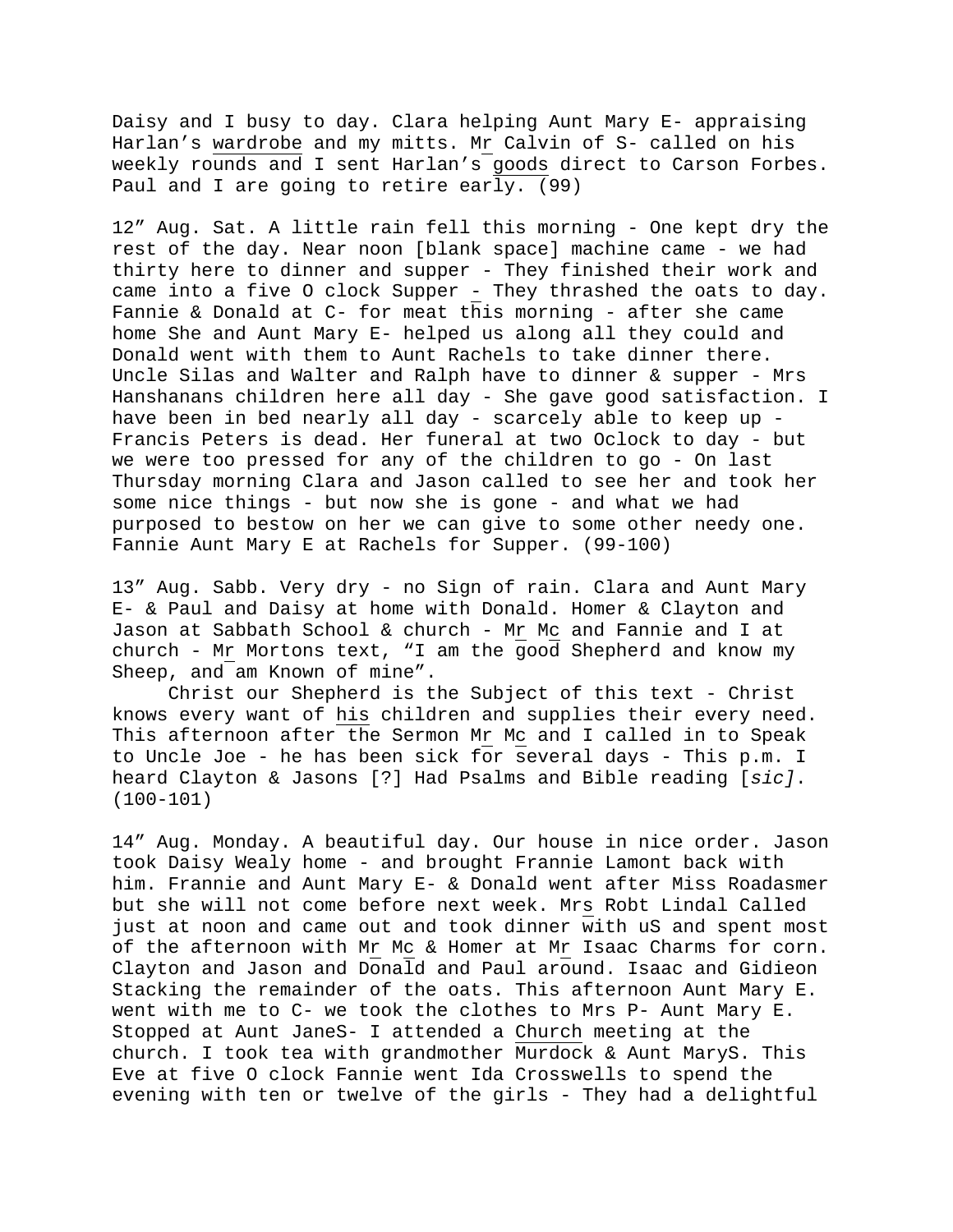Daisy and I busy to day. Clara helping Aunt Mary E- appraising Harlan's <u>wardrobe</u> and my mitts. M<u>r</u> Calvin of S- called on his weekly rounds and I sent Harlan's <u>goods</u> direct to Carson Forbes. Paul and I are going to retire early. (99)

12" Aug. Sat. A little rain fell this morning - One kept dry the rest of the day. Near noon [blank space] machine came - we had thirty here to dinner and supper - They finished their work and came into a five O clock Supper <u>-</u> They thrashed the oats to day. Fannie & Donald at C- for meat this morning - after she came home She and Aunt Mary E- helped us along all they could and Donald went with them to Aunt Rachels to take dinner there. Uncle Silas and Walter and Ralph have to dinner & supper - Mrs Hanshanans children here all day - She gave good satisfaction. I have been in bed nearly all day - scarcely able to keep up - Francis Peters is dead. Her funeral at two Oclock to day - but we were too pressed for any of the children to go - On last Thursday morning Clara and Jason called to see her and took her some nice things - but now she is gone - and what we had purposed to bestow on her we can give to some other needy one. Fannie Aunt Mary E at Rachels for Supper. (99-100)

13" Aug. Sabb. Very dry - no Sign of rain. Clara and Aunt Mary E- & Paul and Daisy at home with Donald. Homer & Clayton and Jason at Sabbath School & church - M<u>r</u> M<u>c</u> and Fannie and I at church - M<u>r</u> Mortons text, "I am the good Shepherd and know my Sheep, and am Known of mine".

Christ our Shepherd is the Subject of this text - Christ knows every want of <u>his</u> children and supplies their every need. This afternoon after the Sermon M<u>r</u> M<u>c</u> and I called in to Speak to Uncle Joe - he has been sick for several days - This p.m. I heard Clayton & Jasons [?] Had Psalms and Bible reading [*sic]*. (100-101)

14" Aug. Monday. A beautiful day. Our house in nice order. Jason took Daisy Wealy home - and brought Frannie Lamont back with him. Frannie and Aunt Mary E- & Donald went after Miss Roadasmer but she will not come before next week. Mr<u>s</u> Robt Lindal Called just at noon and came out and took dinner with uS and spent most of the afternoon with M<u>r</u> M<u>c</u> & Homer at M<u>r</u> Isaac Charms for corn. Clayton and Jason and Donald and Paul around. Isaac and Gidieon Stacking the remainder of the oats. This afternoon Aunt Mary E. went with me to C- we took the clothes to Mrs P- Aunt Mary E. Stopped at Aunt JaneS- I attended a <u>Church</u> meeting at the church. I took tea with grandmother Murdock & Aunt MaryS. This Eve at five O clock Fannie went Ida Crosswells to spend the evening with ten or twelve of the girls - They had a delightful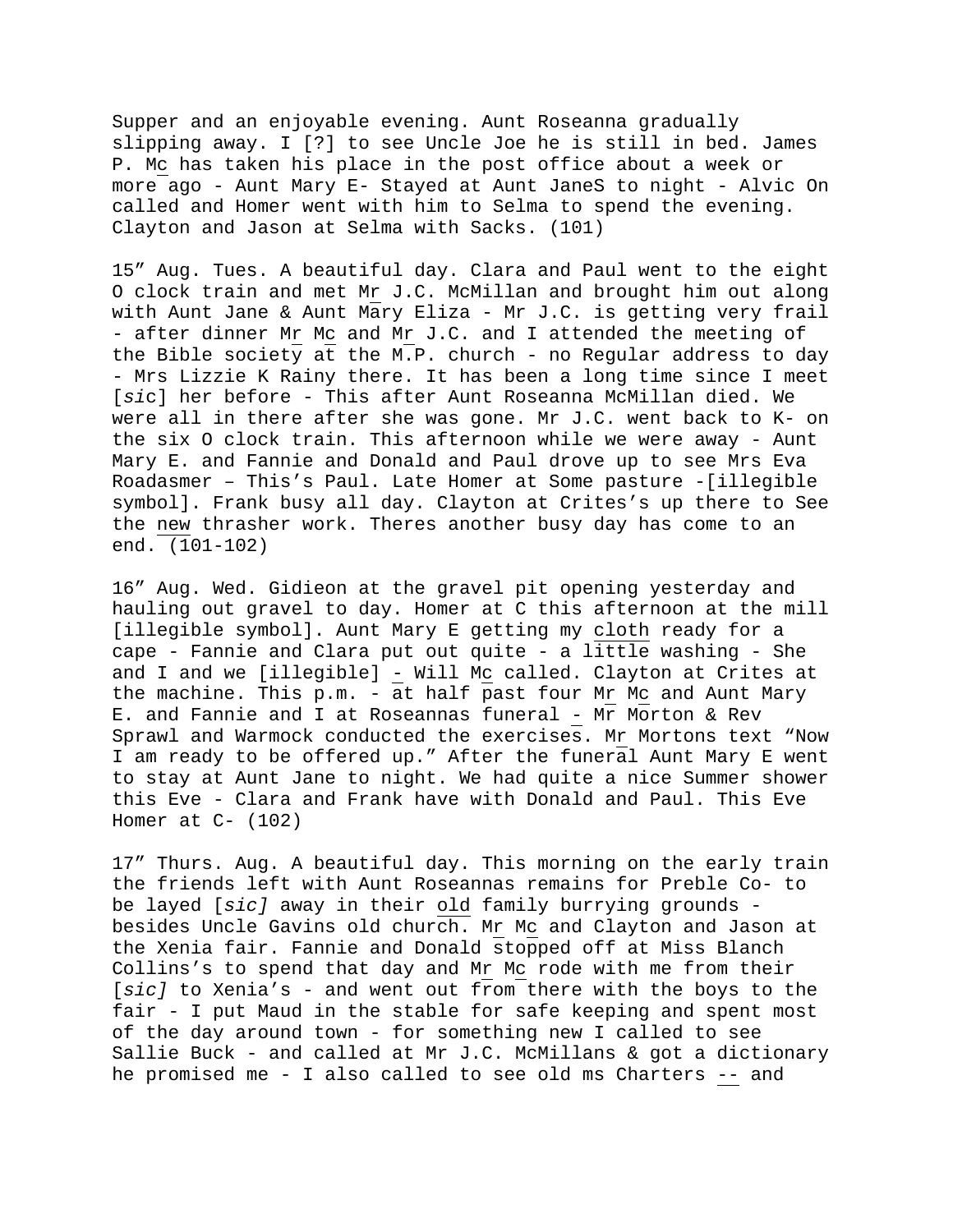Supper and an enjoyable evening. Aunt Roseanna gradually slipping away. I [?] to see Uncle Joe he is still in bed. James P. Mc has taken his place in the post office about a week or more ago - Aunt Mary E- Stayed at Aunt JaneS to night - Alvic On called and Homer went with him to Selma to spend the evening. Clayton and Jason at Selma with Sacks. (101)

15" Aug. Tues. A beautiful day. Clara and Paul went to the eight O clock train and met Mr J.C. McMillan and brought him out along with Aunt Jane & Aunt Mary Eliza - Mr J.C. is getting very frail - after dinner Mr Mc and Mr J.C. and I attended the meeting of the Bible society at the M.P. church - no Regular address to day - Mrs Lizzie K Rainy there. It has been a long time since I meet [*sic*] her before - This after Aunt Roseanna McMillan died. We were all in there after she was gone. Mr J.C. went back to K- on the six O clock train. This afternoon while we were away - Aunt Mary E. and Fannie and Donald and Paul drove up to see Mrs Eva Roadasmer – This's Paul. Late Homer at Some pasture -[illegible symbol]. Frank busy all day. Clayton at Crites's up there to See the new thrasher work. Theres another busy day has come to an end. (101-102)

16" Aug. Wed. Gidieon at the gravel pit opening yesterday and hauling out gravel to day. Homer at C this afternoon at the mill [illegible symbol]. Aunt Mary E getting my cloth ready for a cape - Fannie and Clara put out quite - a little washing - She and I and we [illegible] - Will Mc called. Clayton at Crites at the machine. This p.m. - at half past four Mr Mc and Aunt Mary E. and Fannie and I at Roseannas funeral - Mr Morton & Rev Sprawl and Warmock conducted the exercises. Mr Mortons text "Now I am ready to be offered up." After the funeral Aunt Mary E went to stay at Aunt Jane to night. We had quite a nice Summer shower this Eve - Clara and Frank have with Donald and Paul. This Eve Homer at C- (102)

17" Thurs. Aug. A beautiful day. This morning on the early train the friends left with Aunt Roseannas remains for Preble Co- to be layed [*sic]* away in their old family burrying grounds - besides Uncle Gavins old church. Mr Mc and Clayton and Jason at the Xenia fair. Fannie and Donald stopped off at Miss Blanch Collins's to spend that day and Mr Mc rode with me from their [*sic]* to Xenia's - and went out from there with the boys to the fair - I put Maud in the stable for safe keeping and spent most of the day around town - for something new I called to see Sallie Buck - and called at Mr J.C. McMillans & got a dictionary he promised me - I also called to see old ms Charters -- and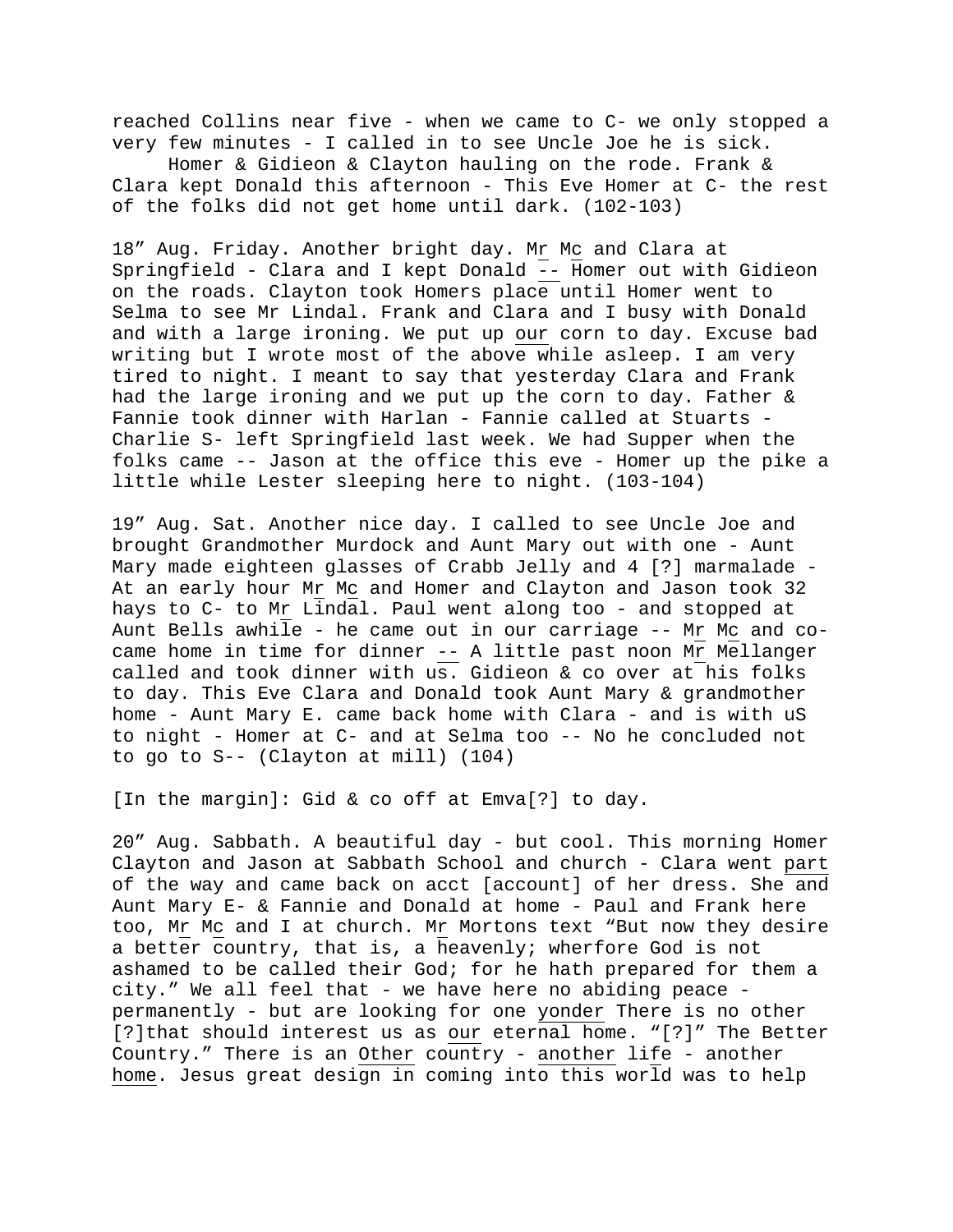reached Collins near five - when we came to C- we only stopped a very few minutes - I called in to see Uncle Joe he is sick.
    Homer & Gidieon & Clayton hauling on the rode. Frank & Clara kept Donald this afternoon - This Eve Homer at C- the rest of the folks did not get home until dark. (102-103)

18" Aug. Friday. Another bright day. Mr Mc and Clara at Springfield - Clara and I kept Donald -- Homer out with Gidieon on the roads. Clayton took Homers place until Homer went to Selma to see Mr Lindal. Frank and Clara and I busy with Donald and with a large ironing. We put up our corn to day. Excuse bad writing but I wrote most of the above while asleep. I am very tired to night. I meant to say that yesterday Clara and Frank had the large ironing and we put up the corn to day. Father & Fannie took dinner with Harlan - Fannie called at Stuarts - Charlie S- left Springfield last week. We had Supper when the folks came -- Jason at the office this eve - Homer up the pike a little while Lester sleeping here to night. (103-104)

19" Aug. Sat. Another nice day. I called to see Uncle Joe and brought Grandmother Murdock and Aunt Mary out with one - Aunt Mary made eighteen glasses of Crabb Jelly and 4 [?] marmalade - At an early hour Mr Mc and Homer and Clayton and Jason took 32 hays to C- to Mr Lindal. Paul went along too - and stopped at Aunt Bells awhile - he came out in our carriage -- Mr Mc and co- came home in time for dinner -- A little past noon Mr Mellanger called and took dinner with us. Gidieon & co over at his folks to day. This Eve Clara and Donald took Aunt Mary & grandmother home - Aunt Mary E. came back home with Clara - and is with uS to night - Homer at C- and at Selma too -- No he concluded not to go to S-- (Clayton at mill) (104)

[In the margin]: Gid & co off at Emva[?] to day.

20" Aug. Sabbath. A beautiful day - but cool. This morning Homer Clayton and Jason at Sabbath School and church - Clara went part of the way and came back on acct [account] of her dress. She and Aunt Mary E- & Fannie and Donald at home - Paul and Frank here too, Mr Mc and I at church. Mr Mortons text "But now they desire a better country, that is, a heavenly; wherfore God is not ashamed to be called their God; for he hath prepared for them a city." We all feel that - we have here no abiding peace - permanently - but are looking for one yonder There is no other [?]that should interest us as our eternal home. "[?]" The Better Country." There is an Other country - another life - another home. Jesus great design in coming into this world was to help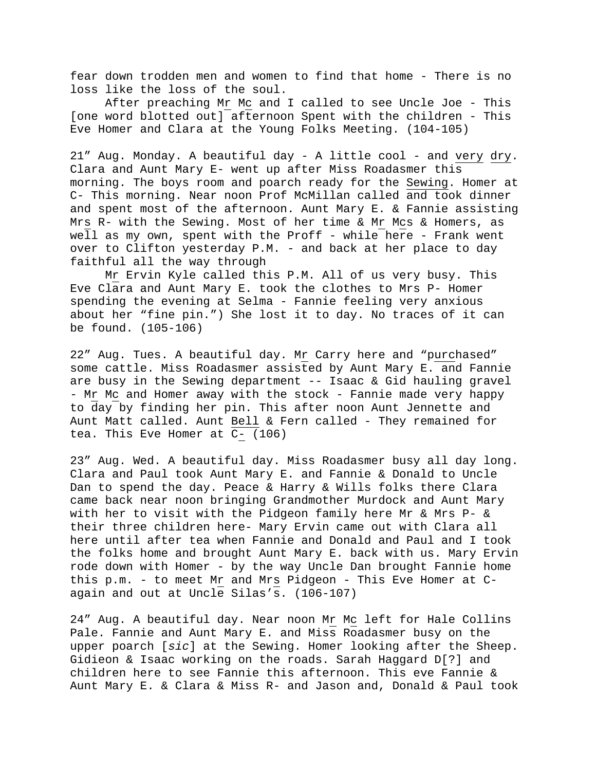fear down trodden men and women to find that home - There is no loss like the loss of the soul.

After preaching Mr Mc and I called to see Uncle Joe - This [one word blotted out] afternoon Spent with the children - This Eve Homer and Clara at the Young Folks Meeting. (104-105)

21" Aug. Monday. A beautiful day - A little cool - and <u>very</u> <u>dry</u>. Clara and Aunt Mary E- went up after Miss Roadasmer this morning. The boys room and poarch ready for the <u>Sewing</u>. Homer at C- This morning. Near noon Prof McMillan called and took dinner and spent most of the afternoon. Aunt Mary E. & Fannie assisting Mrs R- with the Sewing. Most of her time & Mr Mcs & Homers, as well as my own, spent with the Proff - while here - Frank went over to Clifton yesterday P.M. - and back at her place to day faithful all the way through

Mr Ervin Kyle called this P.M. All of us very busy. This Eve Clara and Aunt Mary E. took the clothes to Mrs P- Homer spending the evening at Selma - Fannie feeling very anxious about her "fine pin.") She lost it to day. No traces of it can be found. (105-106)

22" Aug. Tues. A beautiful day. Mr Carry here and "purchased" some cattle. Miss Roadasmer assisted by Aunt Mary E. and Fannie are busy in the Sewing department -- Isaac & Gid hauling gravel - Mr Mc and Homer away with the stock - Fannie made very happy to day by finding her pin. This after noon Aunt Jennette and Aunt Matt called. Aunt <u>Bell</u> & Fern called - They remained for tea. This Eve Homer at C- (106)

23" Aug. Wed. A beautiful day. Miss Roadasmer busy all day long. Clara and Paul took Aunt Mary E. and Fannie & Donald to Uncle Dan to spend the day. Peace & Harry & Wills folks there Clara came back near noon bringing Grandmother Murdock and Aunt Mary with her to visit with the Pidgeon family here Mr & Mrs P- & their three children here- Mary Ervin came out with Clara all here until after tea when Fannie and Donald and Paul and I took the folks home and brought Aunt Mary E. back with us. Mary Ervin rode down with Homer - by the way Uncle Dan brought Fannie home this p.m. - to meet Mr and Mrs Pidgeon - This Eve Homer at C- again and out at Uncle Silas's. (106-107)

24" Aug. A beautiful day. Near noon Mr Mc left for Hale Collins Pale. Fannie and Aunt Mary E. and Miss Roadasmer busy on the upper poarch [*sic*] at the Sewing. Homer looking after the Sheep. Gidieon & Isaac working on the roads. Sarah Haggard D[?] and children here to see Fannie this afternoon. This eve Fannie & Aunt Mary E. & Clara & Miss R- and Jason and, Donald & Paul took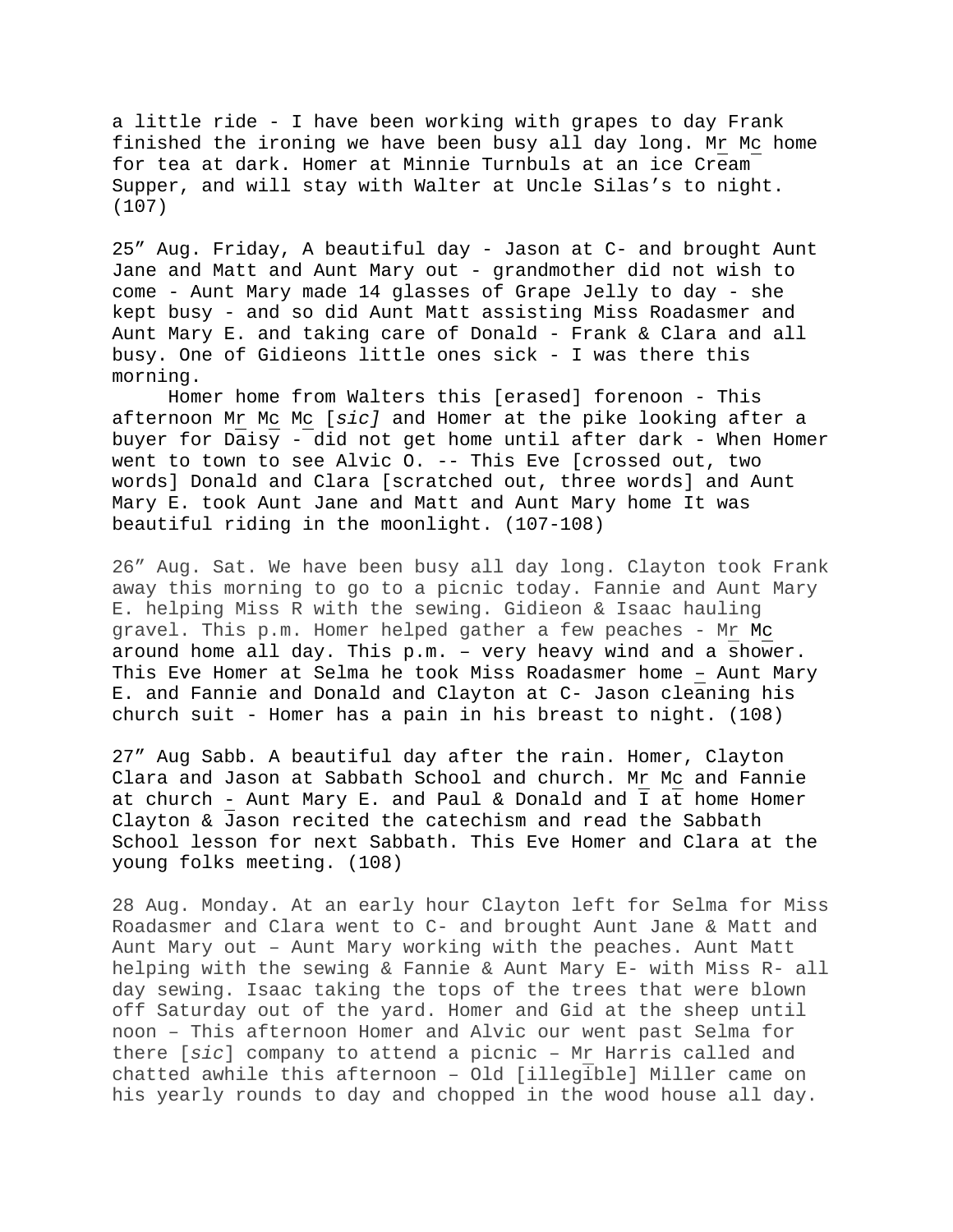a little ride - I have been working with grapes to day Frank finished the ironing we have been busy all day long. Mr Mc home for tea at dark. Homer at Minnie Turnbuls at an ice Cream Supper, and will stay with Walter at Uncle Silas's to night. (107)

25" Aug. Friday, A beautiful day - Jason at C- and brought Aunt Jane and Matt and Aunt Mary out - grandmother did not wish to come - Aunt Mary made 14 glasses of Grape Jelly to day - she kept busy - and so did Aunt Matt assisting Miss Roadasmer and Aunt Mary E. and taking care of Donald - Frank & Clara and all busy. One of Gidieons little ones sick - I was there this morning.

Homer home from Walters this [erased] forenoon - This afternoon Mr Mc Mc [*sic]* and Homer at the pike looking after a buyer for Daisy - did not get home until after dark - When Homer went to town to see Alvic O. -- This Eve [crossed out, two words] Donald and Clara [scratched out, three words] and Aunt Mary E. took Aunt Jane and Matt and Aunt Mary home It was beautiful riding in the moonlight. (107-108)

26" Aug. Sat. We have been busy all day long. Clayton took Frank away this morning to go to a picnic today. Fannie and Aunt Mary E. helping Miss R with the sewing. Gidieon & Isaac hauling gravel. This p.m. Homer helped gather a few peaches - Mr Mc around home all day. This p.m. – very heavy wind and a shower. This Eve Homer at Selma he took Miss Roadasmer home – Aunt Mary E. and Fannie and Donald and Clayton at C- Jason cleaning his church suit - Homer has a pain in his breast to night. (108)

27" Aug Sabb. A beautiful day after the rain. Homer, Clayton Clara and Jason at Sabbath School and church. Mr Mc and Fannie at church - Aunt Mary E. and Paul & Donald and I at home Homer Clayton & Jason recited the catechism and read the Sabbath School lesson for next Sabbath. This Eve Homer and Clara at the young folks meeting. (108)

28 Aug. Monday. At an early hour Clayton left for Selma for Miss Roadasmer and Clara went to C- and brought Aunt Jane & Matt and Aunt Mary out – Aunt Mary working with the peaches. Aunt Matt helping with the sewing & Fannie & Aunt Mary E- with Miss R- all day sewing. Isaac taking the tops of the trees that were blown off Saturday out of the yard. Homer and Gid at the sheep until noon – This afternoon Homer and Alvic our went past Selma for there [*sic*] company to attend a picnic – Mr Harris called and chatted awhile this afternoon – Old [illegible] Miller came on his yearly rounds to day and chopped in the wood house all day.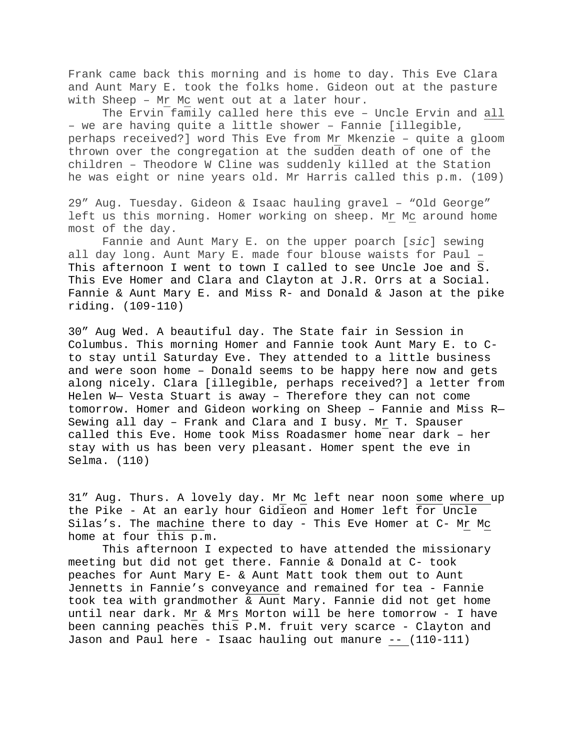Frank came back this morning and is home to day. This Eve Clara and Aunt Mary E. took the folks home. Gideon out at the pasture with Sheep – Mr Mc went out at a later hour.

The Ervin family called here this eve – Uncle Ervin and all – we are having quite a little shower – Fannie [illegible, perhaps received?] word This Eve from Mr Mkenzie – quite a gloom thrown over the congregation at the sudden death of one of the children – Theodore W Cline was suddenly killed at the Station he was eight or nine years old. Mr Harris called this p.m. (109)

29" Aug. Tuesday. Gideon & Isaac hauling gravel – "Old George" left us this morning. Homer working on sheep. Mr Mc around home most of the day.

Fannie and Aunt Mary E. on the upper poarch [*sic*] sewing all day long. Aunt Mary E. made four blouse waists for Paul – This afternoon I went to town I called to see Uncle Joe and S. This Eve Homer and Clara and Clayton at J.R. Orrs at a Social. Fannie & Aunt Mary E. and Miss R- and Donald & Jason at the pike riding. (109-110)

30" Aug Wed. A beautiful day. The State fair in Session in Columbus. This morning Homer and Fannie took Aunt Mary E. to C- to stay until Saturday Eve. They attended to a little business and were soon home – Donald seems to be happy here now and gets along nicely. Clara [illegible, perhaps received?] a letter from Helen W— Vesta Stuart is away – Therefore they can not come tomorrow. Homer and Gideon working on Sheep – Fannie and Miss R— Sewing all day – Frank and Clara and I busy. Mr T. Spauser called this Eve. Home took Miss Roadasmer home near dark – her stay with us has been very pleasant. Homer spent the eve in Selma. (110)

31" Aug. Thurs. A lovely day. Mr Mc left near noon some where up the Pike - At an early hour Gidieon and Homer left for Uncle Silas's. The machine there to day - This Eve Homer at C- Mr Mc home at four this p.m.

This afternoon I expected to have attended the missionary meeting but did not get there. Fannie & Donald at C- took peaches for Aunt Mary E- & Aunt Matt took them out to Aunt Jennetts in Fannie's conveyance and remained for tea - Fannie took tea with grandmother & Aunt Mary. Fannie did not get home until near dark. Mr & Mrs Morton will be here tomorrow - I have been canning peaches this P.M. fruit very scarce - Clayton and Jason and Paul here - Isaac hauling out manure -- (110-111)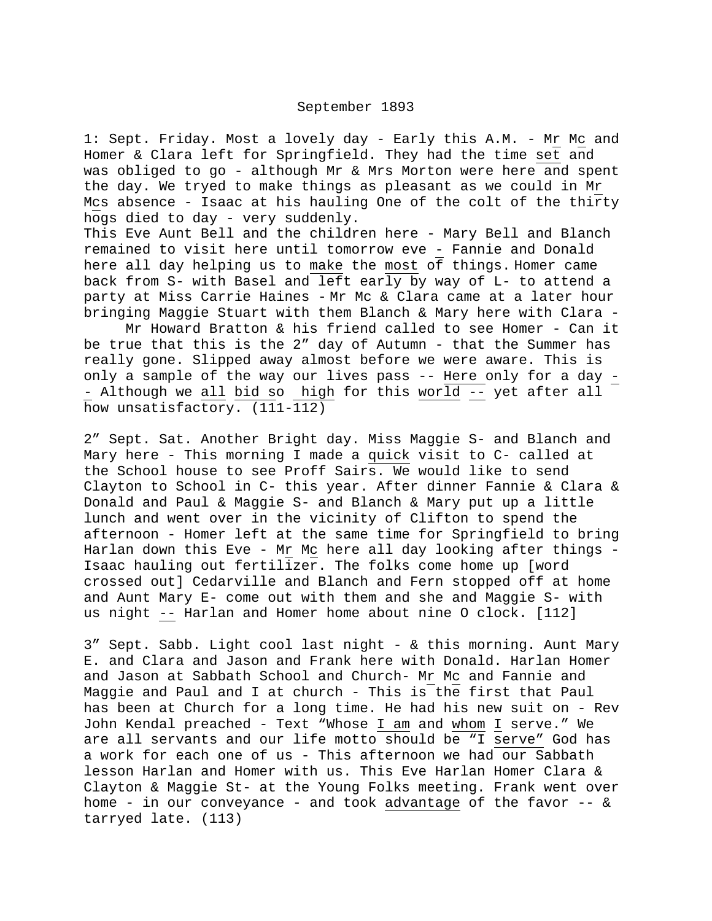September 1893

1: Sept. Friday. Most a lovely day - Early this A.M. - Mr Mc and Homer & Clara left for Springfield. They had the time set and was obliged to go - although Mr & Mrs Morton were here and spent the day. We tryed to make things as pleasant as we could in Mr Mcs absence - Isaac at his hauling One of the colt of the thirty hogs died to day - very suddenly.
This Eve Aunt Bell and the children here - Mary Bell and Blanch remained to visit here until tomorrow eve - Fannie and Donald here all day helping us to make the most of things. Homer came back from S- with Basel and left early by way of L- to attend a party at Miss Carrie Haines - Mr Mc & Clara came at a later hour bringing Maggie Stuart with them Blanch & Mary here with Clara -
Mr Howard Bratton & his friend called to see Homer - Can it be true that this is the 2" day of Autumn - that the Summer has really gone. Slipped away almost before we were aware. This is only a sample of the way our lives pass -- Here only for a day -- Although we all bid so high for this world -- yet after all how unsatisfactory. (111-112)

2" Sept. Sat. Another Bright day. Miss Maggie S- and Blanch and Mary here - This morning I made a quick visit to C- called at the School house to see Proff Sairs. We would like to send Clayton to School in C- this year. After dinner Fannie & Clara & Donald and Paul & Maggie S- and Blanch & Mary put up a little lunch and went over in the vicinity of Clifton to spend the afternoon - Homer left at the same time for Springfield to bring Harlan down this Eve - Mr Mc here all day looking after things - Isaac hauling out fertilizer. The folks come home up [word crossed out] Cedarville and Blanch and Fern stopped off at home and Aunt Mary E- come out with them and she and Maggie S- with us night -- Harlan and Homer home about nine O clock. [112]

3" Sept. Sabb. Light cool last night - & this morning. Aunt Mary E. and Clara and Jason and Frank here with Donald. Harlan Homer and Jason at Sabbath School and Church- Mr Mc and Fannie and Maggie and Paul and I at church - This is the first that Paul has been at Church for a long time. He had his new suit on - Rev John Kendal preached - Text "Whose I am and whom I serve." We are all servants and our life motto should be "I serve" God has a work for each one of us - This afternoon we had our Sabbath lesson Harlan and Homer with us. This Eve Harlan Homer Clara & Clayton & Maggie St- at the Young Folks meeting. Frank went over home - in our conveyance - and took advantage of the favor -- & tarryed late. (113)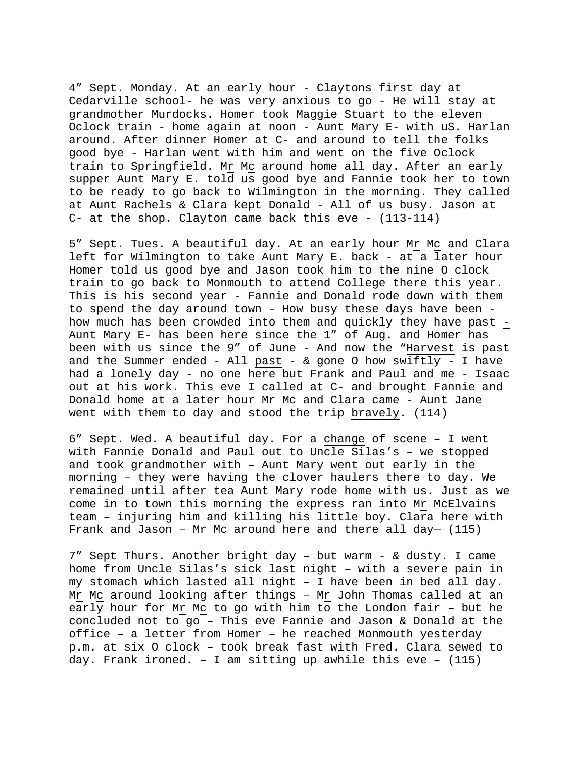4" Sept. Monday. At an early hour - Claytons first day at Cedarville school- he was very anxious to go - He will stay at grandmother Murdocks. Homer took Maggie Stuart to the eleven Oclock train - home again at noon - Aunt Mary E- with uS. Harlan around. After dinner Homer at C- and around to tell the folks good bye - Harlan went with him and went on the five Oclock train to Springfield. Mr Mc around home all day. After an early supper Aunt Mary E. told us good bye and Fannie took her to town to be ready to go back to Wilmington in the morning. They called at Aunt Rachels & Clara kept Donald - All of us busy. Jason at C- at the shop. Clayton came back this eve - (113-114)

5" Sept. Tues. A beautiful day. At an early hour Mr Mc and Clara left for Wilmington to take Aunt Mary E. back - at a later hour Homer told us good bye and Jason took him to the nine O clock train to go back to Monmouth to attend College there this year. This is his second year - Fannie and Donald rode down with them to spend the day around town - How busy these days have been - how much has been crowded into them and quickly they have past - Aunt Mary E- has been here since the 1" of Aug. and Homer has been with us since the 9" of June - And now the "Harvest is past and the Summer ended - All past - & gone O how swiftly - I have had a lonely day - no one here but Frank and Paul and me - Isaac out at his work. This eve I called at C- and brought Fannie and Donald home at a later hour Mr Mc and Clara came - Aunt Jane went with them to day and stood the trip bravely. (114)

6" Sept. Wed. A beautiful day. For a change of scene – I went with Fannie Donald and Paul out to Uncle Silas's – we stopped and took grandmother with – Aunt Mary went out early in the morning – they were having the clover haulers there to day. We remained until after tea Aunt Mary rode home with us. Just as we come in to town this morning the express ran into Mr McElvains team – injuring him and killing his little boy. Clara here with Frank and Jason – Mr Mc around here and there all day— (115)

7" Sept Thurs. Another bright day – but warm - & dusty. I came home from Uncle Silas's sick last night – with a severe pain in my stomach which lasted all night – I have been in bed all day. Mr Mc around looking after things – Mr John Thomas called at an early hour for Mr Mc to go with him to the London fair – but he concluded not to go – This eve Fannie and Jason & Donald at the office – a letter from Homer – he reached Monmouth yesterday p.m. at six O clock – took break fast with Fred. Clara sewed to day. Frank ironed. – I am sitting up awhile this eve – (115)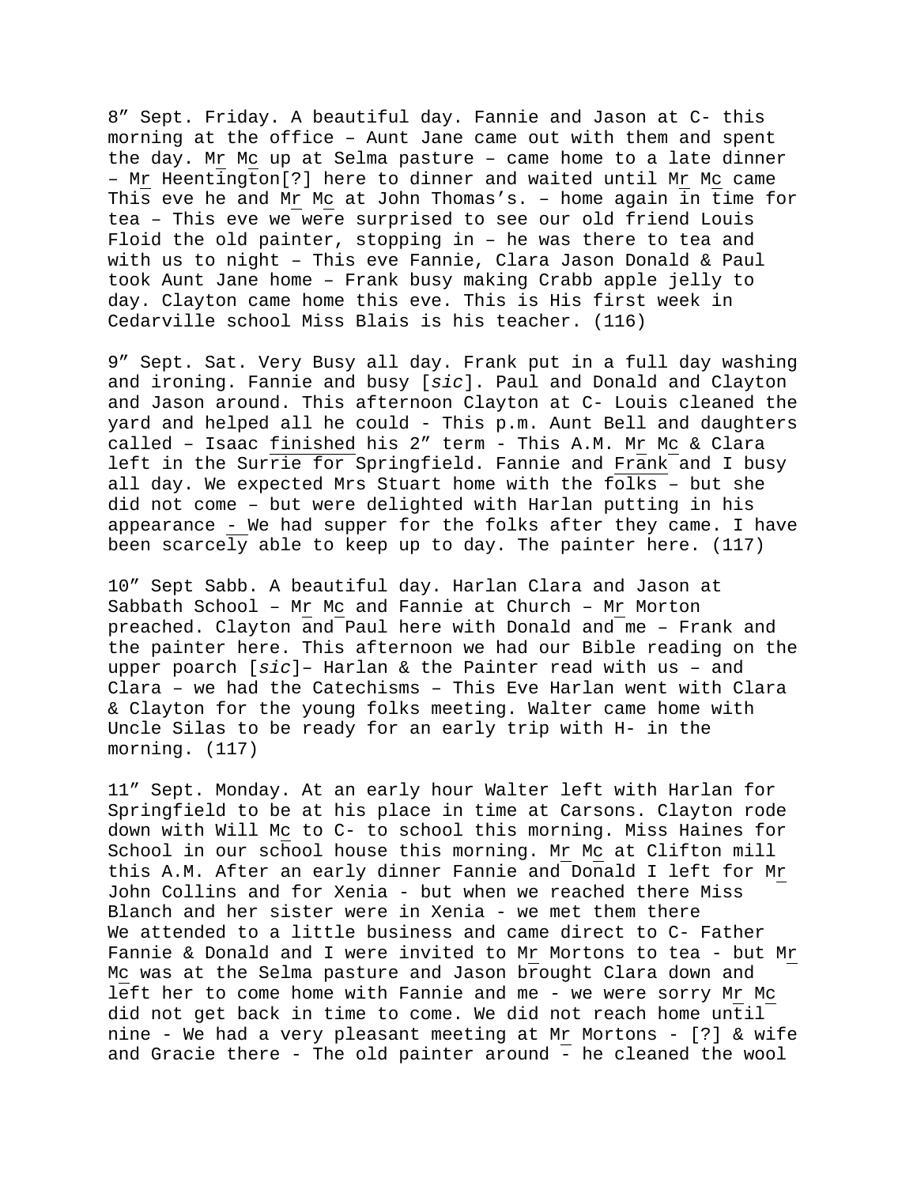8” Sept. Friday. A beautiful day. Fannie and Jason at C- this morning at the office – Aunt Jane came out with them and spent the day. Mr Mc up at Selma pasture – came home to a late dinner – Mr Heentington[?] here to dinner and waited until Mr Mc came This eve he and Mr Mc at John Thomas’s. – home again in time for tea – This eve we were surprised to see our old friend Louis Floid the old painter, stopping in – he was there to tea and with us to night – This eve Fannie, Clara Jason Donald & Paul took Aunt Jane home – Frank busy making Crabb apple jelly to day. Clayton came home this eve. This is His first week in Cedarville school Miss Blais is his teacher. (116)

9” Sept. Sat. Very Busy all day. Frank put in a full day washing and ironing. Fannie and busy [*sic*]. Paul and Donald and Clayton and Jason around. This afternoon Clayton at C- Louis cleaned the yard and helped all he could - This p.m. Aunt Bell and daughters called – Isaac finished his 2” term - This A.M. Mr Mc & Clara left in the Surrie for Springfield. Fannie and Frank and I busy all day. We expected Mrs Stuart home with the folks – but she did not come – but were delighted with Harlan putting in his appearance - We had supper for the folks after they came. I have been scarcely able to keep up to day. The painter here. (117)

10” Sept Sabb. A beautiful day. Harlan Clara and Jason at Sabbath School – Mr Mc and Fannie at Church – Mr Morton preached. Clayton and Paul here with Donald and me – Frank and the painter here. This afternoon we had our Bible reading on the upper poarch [*sic*]– Harlan & the Painter read with us – and Clara – we had the Catechisms – This Eve Harlan went with Clara & Clayton for the young folks meeting. Walter came home with Uncle Silas to be ready for an early trip with H- in the morning. (117)

11” Sept. Monday. At an early hour Walter left with Harlan for Springfield to be at his place in time at Carsons. Clayton rode down with Will Mc to C- to school this morning. Miss Haines for School in our school house this morning. Mr Mc at Clifton mill this A.M. After an early dinner Fannie and Donald I left for Mr John Collins and for Xenia - but when we reached there Miss Blanch and her sister were in Xenia - we met them there We attended to a little business and came direct to C- Father Fannie & Donald and I were invited to Mr Mortons to tea - but Mr Mc was at the Selma pasture and Jason brought Clara down and left her to come home with Fannie and me - we were sorry Mr Mc did not get back in time to come. We did not reach home until nine - We had a very pleasant meeting at Mr Mortons - [?] & wife and Gracie there - The old painter around - he cleaned the wool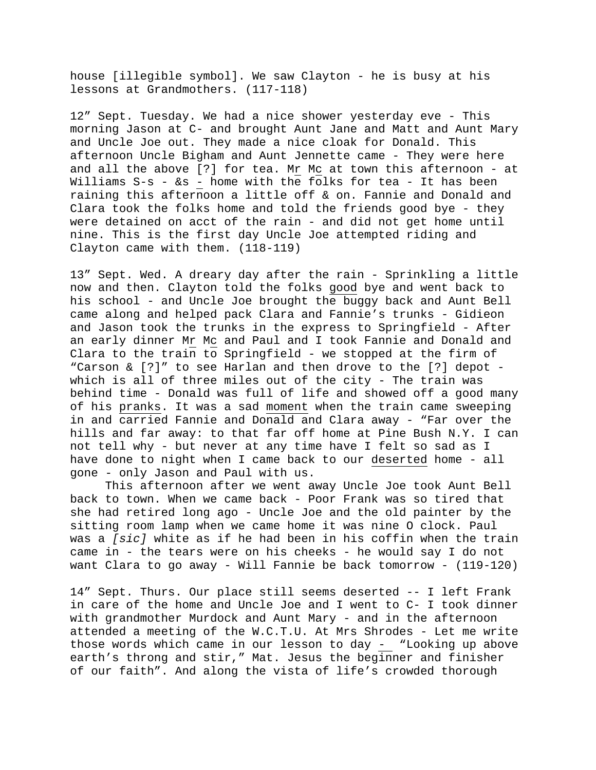house [illegible symbol]. We saw Clayton - he is busy at his lessons at Grandmothers. (117-118)

12” Sept. Tuesday. We had a nice shower yesterday eve - This morning Jason at C- and brought Aunt Jane and Matt and Aunt Mary and Uncle Joe out. They made a nice cloak for Donald. This afternoon Uncle Bigham and Aunt Jennette came - They were here and all the above [?] for tea. Mr Mc at town this afternoon - at Williams S-s - &s - home with the folks for tea - It has been raining this afternoon a little off & on. Fannie and Donald and Clara took the folks home and told the friends good bye - they were detained on acct of the rain - and did not get home until nine. This is the first day Uncle Joe attempted riding and Clayton came with them. (118-119)

13” Sept. Wed. A dreary day after the rain - Sprinkling a little now and then. Clayton told the folks good bye and went back to his school - and Uncle Joe brought the buggy back and Aunt Bell came along and helped pack Clara and Fannie’s trunks - Gidieon and Jason took the trunks in the express to Springfield - After an early dinner Mr Mc and Paul and I took Fannie and Donald and Clara to the train to Springfield - we stopped at the firm of “Carson & [?]” to see Harlan and then drove to the [?] depot - which is all of three miles out of the city - The train was behind time - Donald was full of life and showed off a good many of his pranks. It was a sad moment when the train came sweeping in and carried Fannie and Donald and Clara away - “Far over the hills and far away: to that far off home at Pine Bush N.Y. I can not tell why - but never at any time have I felt so sad as I have done to night when I came back to our deserted home - all gone - only Jason and Paul with us.

This afternoon after we went away Uncle Joe took Aunt Bell back to town. When we came back - Poor Frank was so tired that she had retired long ago - Uncle Joe and the old painter by the sitting room lamp when we came home it was nine O clock. Paul was a *[sic]* white as if he had been in his coffin when the train came in - the tears were on his cheeks - he would say I do not want Clara to go away - Will Fannie be back tomorrow - (119-120)

14” Sept. Thurs. Our place still seems deserted -- I left Frank in care of the home and Uncle Joe and I went to C- I took dinner with grandmother Murdock and Aunt Mary - and in the afternoon attended a meeting of the W.C.T.U. At Mrs Shrodes - Let me write those words which came in our lesson to day - “Looking up above earth’s throng and stir,” Mat. Jesus the beginner and finisher of our faith”. And along the vista of life’s crowded thorough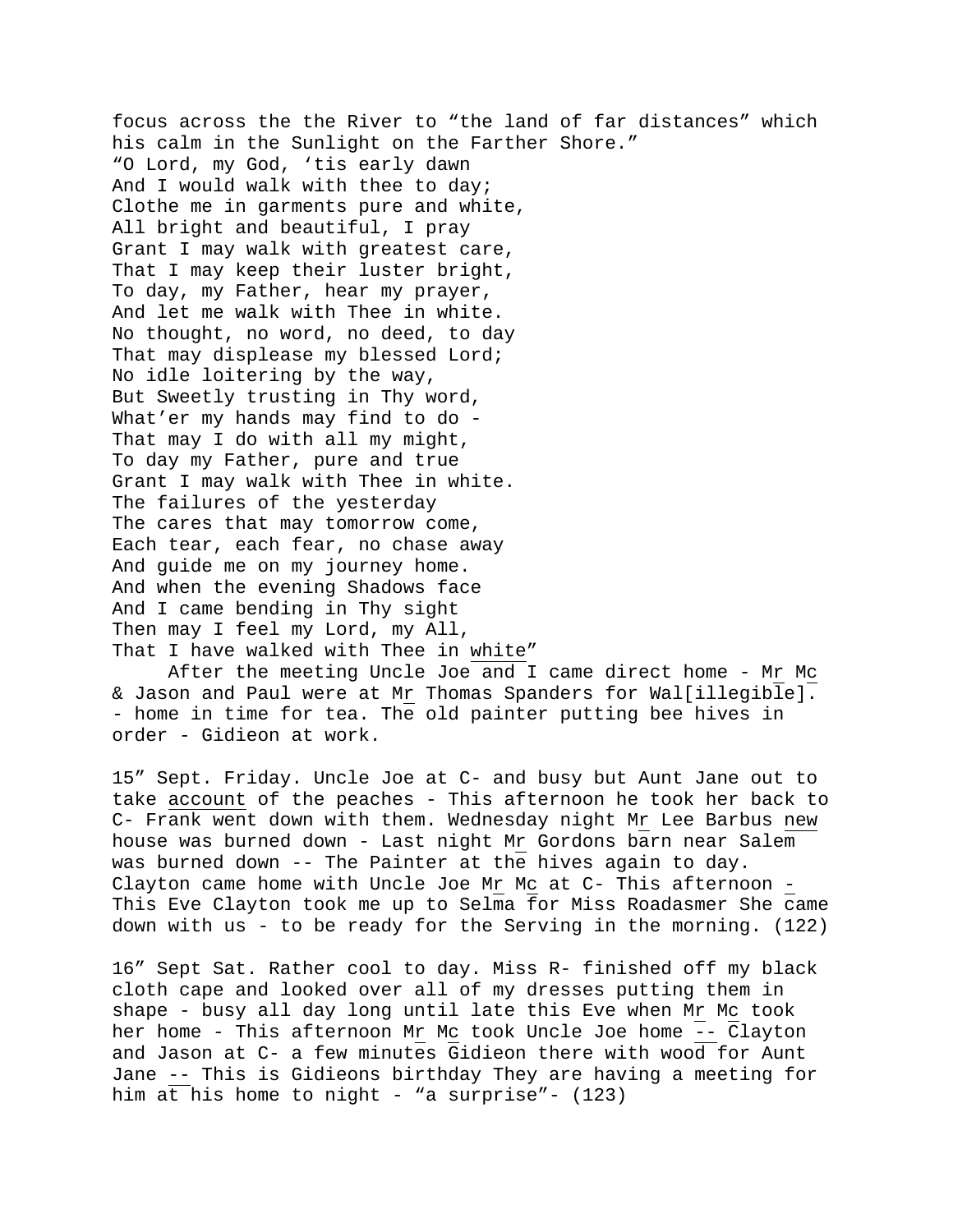focus across the the River to "the land of far distances" which his calm in the Sunlight on the Farther Shore."

"O Lord, my God, 'tis early dawn
And I would walk with thee to day;
Clothe me in garments pure and white,
All bright and beautiful, I pray
Grant I may walk with greatest care,
That I may keep their luster bright,
To day, my Father, hear my prayer,
And let me walk with Thee in white.
No thought, no word, no deed, to day
That may displease my blessed Lord;
No idle loitering by the way,
But Sweetly trusting in Thy word,
What'er my hands may find to do -
That may I do with all my might,
To day my Father, pure and true
Grant I may walk with Thee in white.
The failures of the yesterday
The cares that may tomorrow come,
Each tear, each fear, no chase away
And guide me on my journey home.
And when the evening Shadows face
And I came bending in Thy sight
Then may I feel my Lord, my All,
That I have walked with Thee in <u>white</u>"

After the meeting Uncle Joe and I came direct home - M<u>r</u> M<u>c</u> & Jason and Paul were at M<u>r</u> Thomas Spanders for Wal[illegible]. - home in time for tea. The old painter putting bee hives in order - Gidieon at work.

15" Sept. Friday. Uncle Joe at C- and busy but Aunt Jane out to take <u>account</u> of the peaches - This afternoon he took her back to C- Frank went down with them. Wednesday night M<u>r</u> Lee Barbus <u>new</u> house was burned down - Last night M<u>r</u> Gordons barn near Salem was burned down -- The Painter at the hives again to day. Clayton came home with Uncle Joe M<u>r</u> M<u>c</u> at C- This afternoon - This Eve Clayton took me up to Selma for Miss Roadasmer She came down with us - to be ready for the Serving in the morning. (122)

16" Sept Sat. Rather cool to day. Miss R- finished off my black cloth cape and looked over all of my dresses putting them in shape - busy all day long until late this Eve when M<u>r</u> M<u>c</u> took her home - This afternoon M<u>r</u> M<u>c</u> took Uncle Joe home -- Clayton and Jason at C- a few minutes Gidieon there with wood for Aunt Jane -- This is Gidieons birthday They are having a meeting for him at his home to night - "a surprise"- (123)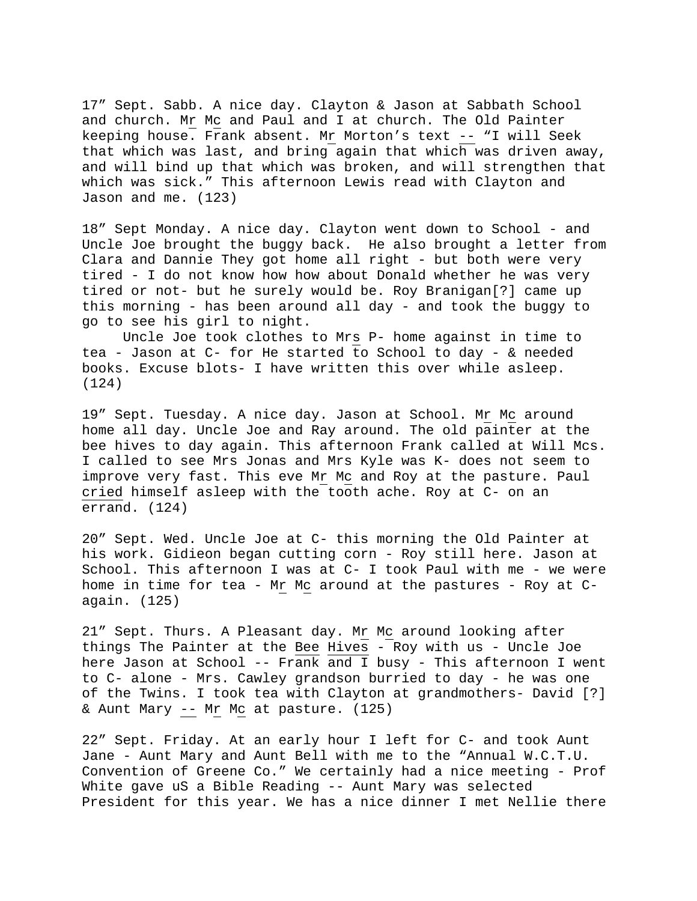17" Sept. Sabb. A nice day. Clayton & Jason at Sabbath School and church. Mr Mc and Paul and I at church. The Old Painter keeping house. Frank absent. Mr Morton's text -- "I will Seek that which was last, and bring again that which was driven away, and will bind up that which was broken, and will strengthen that which was sick." This afternoon Lewis read with Clayton and Jason and me. (123)

18" Sept Monday. A nice day. Clayton went down to School - and Uncle Joe brought the buggy back. He also brought a letter from Clara and Dannie They got home all right - but both were very tired - I do not know how how about Donald whether he was very tired or not- but he surely would be. Roy Branigan[?] came up this morning - has been around all day - and took the buggy to go to see his girl to night.

Uncle Joe took clothes to Mrs P- home against in time to tea - Jason at C- for He started to School to day - & needed books. Excuse blots- I have written this over while asleep. (124)

19" Sept. Tuesday. A nice day. Jason at School. Mr Mc around home all day. Uncle Joe and Ray around. The old painter at the bee hives to day again. This afternoon Frank called at Will Mcs. I called to see Mrs Jonas and Mrs Kyle was K- does not seem to improve very fast. This eve Mr Mc and Roy at the pasture. Paul cried himself asleep with the tooth ache. Roy at C- on an errand. (124)

20" Sept. Wed. Uncle Joe at C- this morning the Old Painter at his work. Gidieon began cutting corn - Roy still here. Jason at School. This afternoon I was at C- I took Paul with me - we were home in time for tea - Mr Mc around at the pastures - Roy at C- again. (125)

21" Sept. Thurs. A Pleasant day. Mr Mc around looking after things The Painter at the Bee Hives - Roy with us - Uncle Joe here Jason at School -- Frank and I busy - This afternoon I went to C- alone - Mrs. Cawley grandson burried to day - he was one of the Twins. I took tea with Clayton at grandmothers- David [?] & Aunt Mary -- Mr Mc at pasture. (125)

22" Sept. Friday. At an early hour I left for C- and took Aunt Jane - Aunt Mary and Aunt Bell with me to the "Annual W.C.T.U. Convention of Greene Co." We certainly had a nice meeting - Prof White gave uS a Bible Reading -- Aunt Mary was selected President for this year. We has a nice dinner I met Nellie there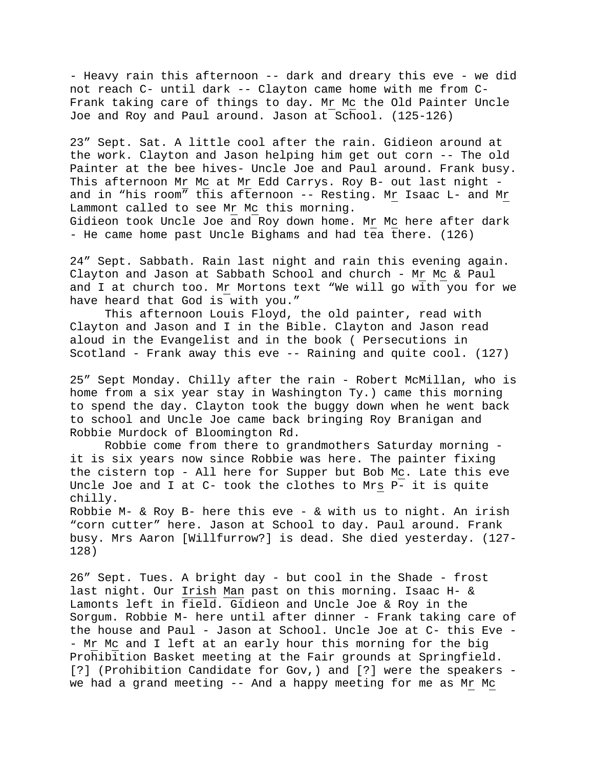- Heavy rain this afternoon -- dark and dreary this eve - we did not reach C- until dark -- Clayton came home with me from C- Frank taking care of things to day. Mr Mc the Old Painter Uncle Joe and Roy and Paul around. Jason at School. (125-126)

23" Sept. Sat. A little cool after the rain. Gidieon around at the work. Clayton and Jason helping him get out corn -- The old Painter at the bee hives- Uncle Joe and Paul around. Frank busy. This afternoon Mr Mc at Mr Edd Carrys. Roy B- out last night - and in "his room" this afternoon -- Resting. Mr Isaac L- and Mr Lammont called to see Mr Mc this morning.
Gidieon took Uncle Joe and Roy down home. Mr Mc here after dark - He came home past Uncle Bighams and had tea there. (126)

24" Sept. Sabbath. Rain last night and rain this evening again. Clayton and Jason at Sabbath School and church - Mr Mc & Paul and I at church too. Mr Mortons text "We will go with you for we have heard that God is with you."

This afternoon Louis Floyd, the old painter, read with Clayton and Jason and I in the Bible. Clayton and Jason read aloud in the Evangelist and in the book ( Persecutions in Scotland - Frank away this eve -- Raining and quite cool. (127)

25" Sept Monday. Chilly after the rain - Robert McMillan, who is home from a six year stay in Washington Ty.) came this morning to spend the day. Clayton took the buggy down when he went back to school and Uncle Joe came back bringing Roy Branigan and Robbie Murdock of Bloomington Rd.

Robbie come from there to grandmothers Saturday morning - it is six years now since Robbie was here. The painter fixing the cistern top - All here for Supper but Bob Mc. Late this eve Uncle Joe and I at C- took the clothes to Mrs P- it is quite chilly.
Robbie M- & Roy B- here this eve - & with us to night. An irish "corn cutter" here. Jason at School to day. Paul around. Frank busy. Mrs Aaron [Willfurrow?] is dead. She died yesterday. (127-128)

26" Sept. Tues. A bright day - but cool in the Shade - frost last night. Our Irish Man past on this morning. Isaac H- & Lamonts left in field. Gidieon and Uncle Joe & Roy in the Sorgum. Robbie M- here until after dinner - Frank taking care of the house and Paul - Jason at School. Uncle Joe at C- this Eve - - Mr Mc and I left at an early hour this morning for the big Prohibition Basket meeting at the Fair grounds at Springfield. [?] (Prohibition Candidate for Gov,) and [?] were the speakers - we had a grand meeting -- And a happy meeting for me as Mr Mc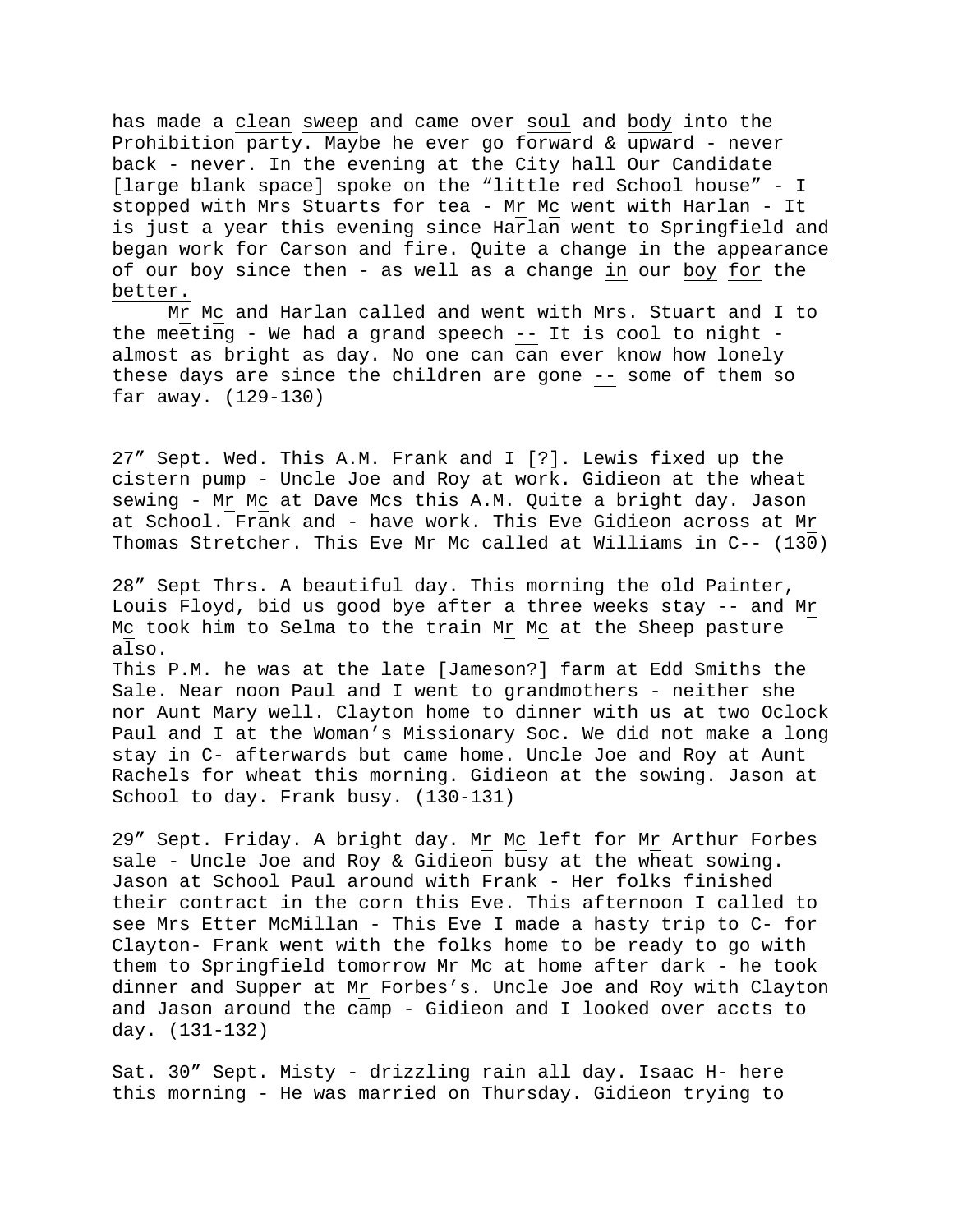has made a <u>clean</u> <u>sweep</u> and came over <u>soul</u> and <u>body</u> into the Prohibition party. Maybe he ever go forward & upward - never back - never. In the evening at the City hall Our Candidate [large blank space] spoke on the "little red School house" - I stopped with Mrs Stuarts for tea - Mr Mc went with Harlan - It is just a year this evening since Harlan went to Springfield and began work for Carson and fire. Quite a change <u>in</u> the <u>appearance</u> of our boy since then - as well as a change <u>in</u> our <u>boy</u> <u>for</u> the <u>better.</u>

Mr Mc and Harlan called and went with Mrs. Stuart and I to the meeting - We had a grand speech -- It is cool to night - almost as bright as day. No one can can ever know how lonely these days are since the children are gone -- some of them so far away. (129-130)

27" Sept. Wed. This A.M. Frank and I [?]. Lewis fixed up the cistern pump - Uncle Joe and Roy at work. Gidieon at the wheat sewing - Mr Mc at Dave Mcs this A.M. Quite a bright day. Jason at School. Frank and - have work. This Eve Gidieon across at Mr Thomas Stretcher. This Eve Mr Mc called at Williams in C-- (130)

28" Sept Thrs. A beautiful day. This morning the old Painter, Louis Floyd, bid us good bye after a three weeks stay -- and Mr Mc took him to Selma to the train Mr Mc at the Sheep pasture also.
This P.M. he was at the late [Jameson?] farm at Edd Smiths the Sale. Near noon Paul and I went to grandmothers - neither she nor Aunt Mary well. Clayton home to dinner with us at two Oclock Paul and I at the Woman's Missionary Soc. We did not make a long stay in C- afterwards but came home. Uncle Joe and Roy at Aunt Rachels for wheat this morning. Gidieon at the sowing. Jason at School to day. Frank busy. (130-131)

29" Sept. Friday. A bright day. Mr Mc left for Mr Arthur Forbes sale - Uncle Joe and Roy & Gidieon busy at the wheat sowing. Jason at School Paul around with Frank - Her folks finished their contract in the corn this Eve. This afternoon I called to see Mrs Etter McMillan - This Eve I made a hasty trip to C- for Clayton- Frank went with the folks home to be ready to go with them to Springfield tomorrow Mr Mc at home after dark - he took dinner and Supper at Mr Forbes's. Uncle Joe and Roy with Clayton and Jason around the camp - Gidieon and I looked over accts to day. (131-132)

Sat. 30" Sept. Misty - drizzling rain all day. Isaac H- here this morning - He was married on Thursday. Gidieon trying to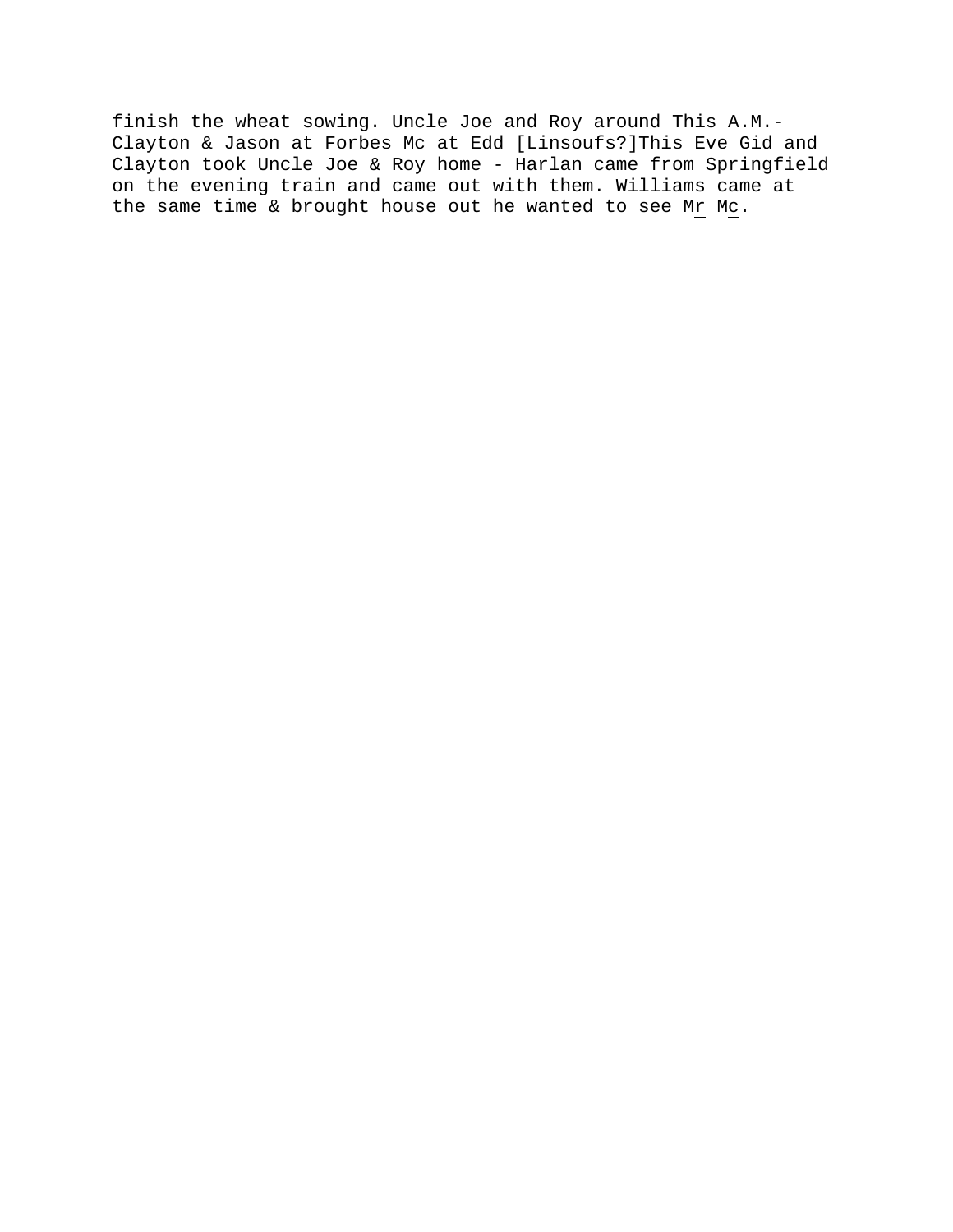finish the wheat sowing. Uncle Joe and Roy around This A.M.- Clayton & Jason at Forbes Mc at Edd [Linsoufs?]This Eve Gid and Clayton took Uncle Joe & Roy home - Harlan came from Springfield on the evening train and came out with them. Williams came at the same time & brought house out he wanted to see Mr Mc.